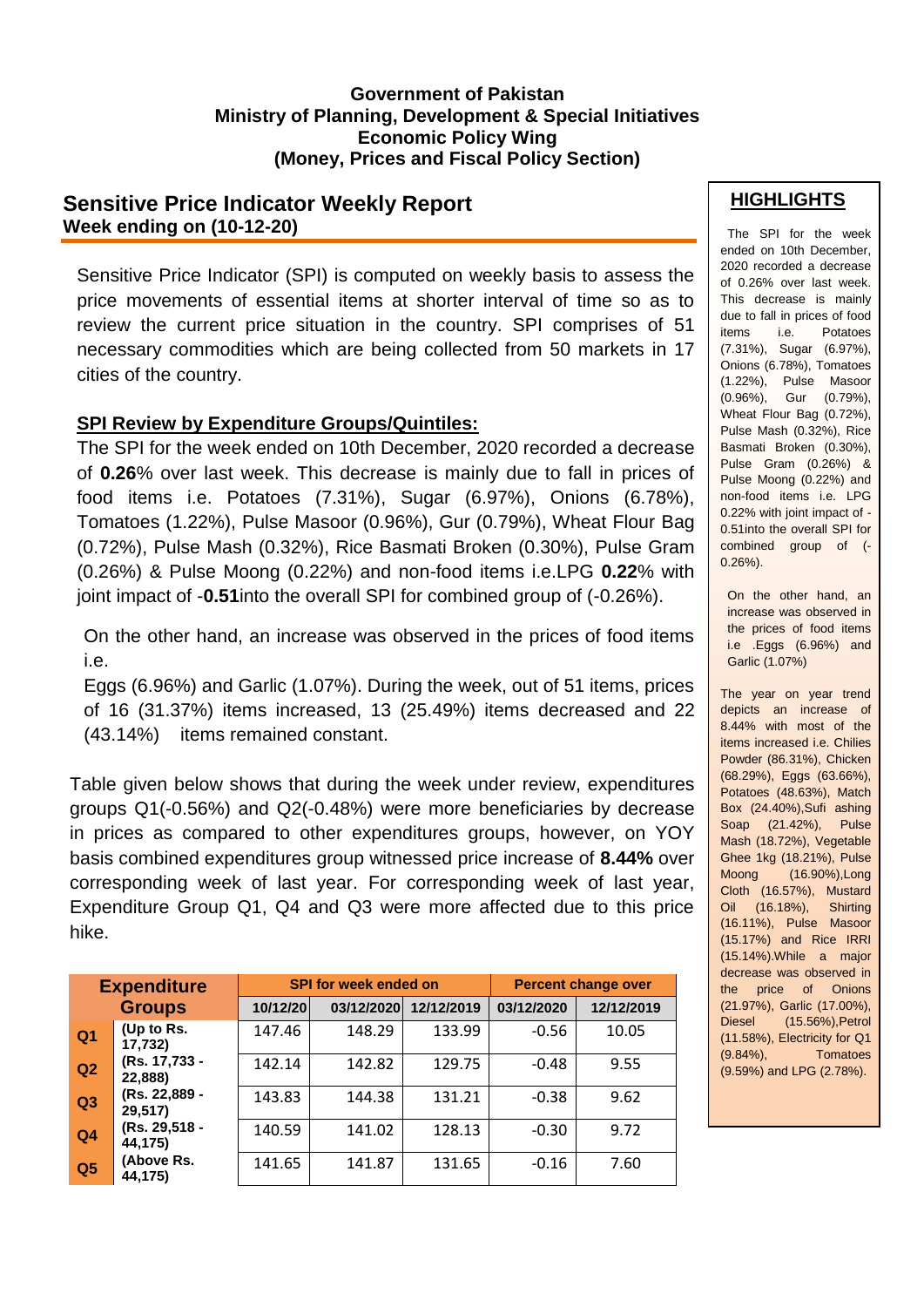**Government of Pakistan**
**Ministry of Planning, Development & Special Initiatives**
**Economic Policy Wing**
**(Money, Prices and Fiscal Policy Section)**

## Sensitive Price Indicator Weekly Report

**Week ending on (10-12-20)**

Sensitive Price Indicator (SPI) is computed on weekly basis to assess the price movements of essential items at shorter interval of time so as to review the current price situation in the country. SPI comprises of 51 necessary commodities which are being collected from 50 markets in 17 cities of the country.

### SPI Review by Expenditure Groups/Quintiles:

The SPI for the week ended on 10th December, 2020 recorded a decrease of **0.26**% over last week. This decrease is mainly due to fall in prices of food items i.e. Potatoes (7.31%), Sugar (6.97%), Onions (6.78%), Tomatoes (1.22%), Pulse Masoor (0.96%), Gur (0.79%), Wheat Flour Bag (0.72%), Pulse Mash (0.32%), Rice Basmati Broken (0.30%), Pulse Gram (0.26%) & Pulse Moong (0.22%) and non-food items i.e.LPG **0.22**% with joint impact of -**0.51**into the overall SPI for combined group of (-0.26%).

On the other hand, an increase was observed in the prices of food items i.e.
Eggs (6.96%) and Garlic (1.07%). During the week, out of 51 items, prices of 16 (31.37%) items increased, 13 (25.49%) items decreased and 22 (43.14%) items remained constant.

Table given below shows that during the week under review, expenditures groups Q1(-0.56%) and Q2(-0.48%) were more beneficiaries by decrease in prices as compared to other expenditures groups, however, on YOY basis combined expenditures group witnessed price increase of **8.44%** over corresponding week of last year. For corresponding week of last year, Expenditure Group Q1, Q4 and Q3 were more affected due to this price hike.

| Expenditure Groups | | SPI for week ended on | | | Percent change over | |
|---|---|---|---|---|---|---|
| | | 10/12/20 | 03/12/2020 | 12/12/2019 | 03/12/2020 | 12/12/2019 |
| Q1 | (Up to Rs. 17,732) | 147.46 | 148.29 | 133.99 | -0.56 | 10.05 |
| Q2 | (Rs. 17,733 - 22,888) | 142.14 | 142.82 | 129.75 | -0.48 | 9.55 |
| Q3 | (Rs. 22,889 - 29,517) | 143.83 | 144.38 | 131.21 | -0.38 | 9.62 |
| Q4 | (Rs. 29,518 - 44,175) | 140.59 | 141.02 | 128.13 | -0.30 | 9.72 |
| Q5 | (Above Rs. 44,175) | 141.65 | 141.87 | 131.65 | -0.16 | 7.60 |

### HIGHLIGHTS

The SPI for the week ended on 10th December, 2020 recorded a decrease of 0.26% over last week. This decrease is mainly due to fall in prices of food items i.e. Potatoes (7.31%), Sugar (6.97%), Onions (6.78%), Tomatoes (1.22%), Pulse Masoor (0.96%), Gur (0.79%), Wheat Flour Bag (0.72%), Pulse Mash (0.32%), Rice Basmati Broken (0.30%), Pulse Gram (0.26%) & Pulse Moong (0.22%) and non-food items i.e. LPG 0.22% with joint impact of -0.51into the overall SPI for combined group of (-0.26%).

On the other hand, an increase was observed in the prices of food items i.e .Eggs (6.96%) and Garlic (1.07%)

The year on year trend depicts an increase of 8.44% with most of the items increased i.e. Chilies Powder (86.31%), Chicken (68.29%), Eggs (63.66%), Potatoes (48.63%), Match Box (24.40%),Sufi ashing Soap (21.42%), Pulse Mash (18.72%), Vegetable Ghee 1kg (18.21%), Pulse Moong (16.90%),Long Cloth (16.57%), Mustard Oil (16.18%), Shirting (16.11%), Pulse Masoor (15.17%) and Rice IRRI (15.14%).While a major decrease was observed in the price of Onions (21.97%), Garlic (17.00%), Diesel (15.56%),Petrol (11.58%), Electricity for Q1 (9.84%), Tomatoes (9.59%) and LPG (2.78%).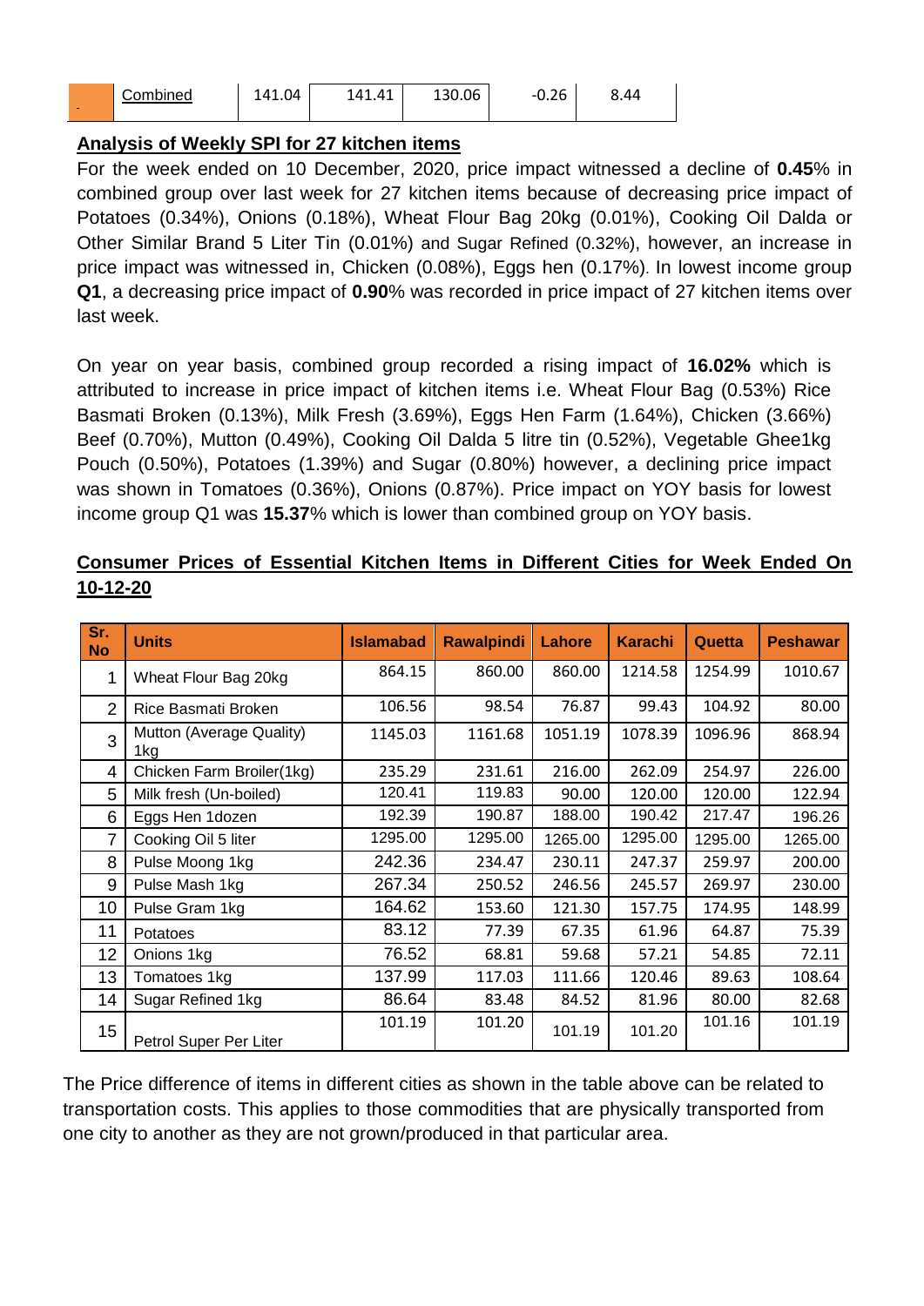| | Combined | 141.04 | 141.41 | 130.06 | -0.26 | 8.44 |
|---|---|---|---|---|---|---|

## Analysis of Weekly SPI for 27 kitchen items

For the week ended on 10 December, 2020, price impact witnessed a decline of **0.45**% in combined group over last week for 27 kitchen items because of decreasing price impact of Potatoes (0.34%), Onions (0.18%), Wheat Flour Bag 20kg (0.01%), Cooking Oil Dalda or Other Similar Brand 5 Liter Tin (0.01%) and Sugar Refined (0.32%), however, an increase in price impact was witnessed in, Chicken (0.08%), Eggs hen (0.17%). In lowest income group **Q1**, a decreasing price impact of **0.90**% was recorded in price impact of 27 kitchen items over last week.

On year on year basis, combined group recorded a rising impact of **16.02%** which is attributed to increase in price impact of kitchen items i.e. Wheat Flour Bag (0.53%) Rice Basmati Broken (0.13%), Milk Fresh (3.69%), Eggs Hen Farm (1.64%), Chicken (3.66%) Beef (0.70%), Mutton (0.49%), Cooking Oil Dalda 5 litre tin (0.52%), Vegetable Ghee1kg Pouch (0.50%), Potatoes (1.39%) and Sugar (0.80%) however, a declining price impact was shown in Tomatoes (0.36%), Onions (0.87%). Price impact on YOY basis for lowest income group Q1 was **15.37**% which is lower than combined group on YOY basis.

## Consumer Prices of Essential Kitchen Items in Different Cities for Week Ended On 10-12-20

| Sr. No | Units | Islamabad | Rawalpindi | Lahore | Karachi | Quetta | Peshawar |
|---|---|---|---|---|---|---|---|
| 1 | Wheat Flour Bag 20kg | 864.15 | 860.00 | 860.00 | 1214.58 | 1254.99 | 1010.67 |
| 2 | Rice Basmati Broken | 106.56 | 98.54 | 76.87 | 99.43 | 104.92 | 80.00 |
| 3 | Mutton (Average Quality) 1kg | 1145.03 | 1161.68 | 1051.19 | 1078.39 | 1096.96 | 868.94 |
| 4 | Chicken Farm Broiler(1kg) | 235.29 | 231.61 | 216.00 | 262.09 | 254.97 | 226.00 |
| 5 | Milk fresh (Un-boiled) | 120.41 | 119.83 | 90.00 | 120.00 | 120.00 | 122.94 |
| 6 | Eggs Hen 1dozen | 192.39 | 190.87 | 188.00 | 190.42 | 217.47 | 196.26 |
| 7 | Cooking Oil 5 liter | 1295.00 | 1295.00 | 1265.00 | 1295.00 | 1295.00 | 1265.00 |
| 8 | Pulse Moong 1kg | 242.36 | 234.47 | 230.11 | 247.37 | 259.97 | 200.00 |
| 9 | Pulse Mash 1kg | 267.34 | 250.52 | 246.56 | 245.57 | 269.97 | 230.00 |
| 10 | Pulse Gram 1kg | 164.62 | 153.60 | 121.30 | 157.75 | 174.95 | 148.99 |
| 11 | Potatoes | 83.12 | 77.39 | 67.35 | 61.96 | 64.87 | 75.39 |
| 12 | Onions 1kg | 76.52 | 68.81 | 59.68 | 57.21 | 54.85 | 72.11 |
| 13 | Tomatoes 1kg | 137.99 | 117.03 | 111.66 | 120.46 | 89.63 | 108.64 |
| 14 | Sugar Refined 1kg | 86.64 | 83.48 | 84.52 | 81.96 | 80.00 | 82.68 |
| 15 | Petrol Super Per Liter | 101.19 | 101.20 | 101.19 | 101.20 | 101.16 | 101.19 |

The Price difference of items in different cities as shown in the table above can be related to transportation costs. This applies to those commodities that are physically transported from one city to another as they are not grown/produced in that particular area.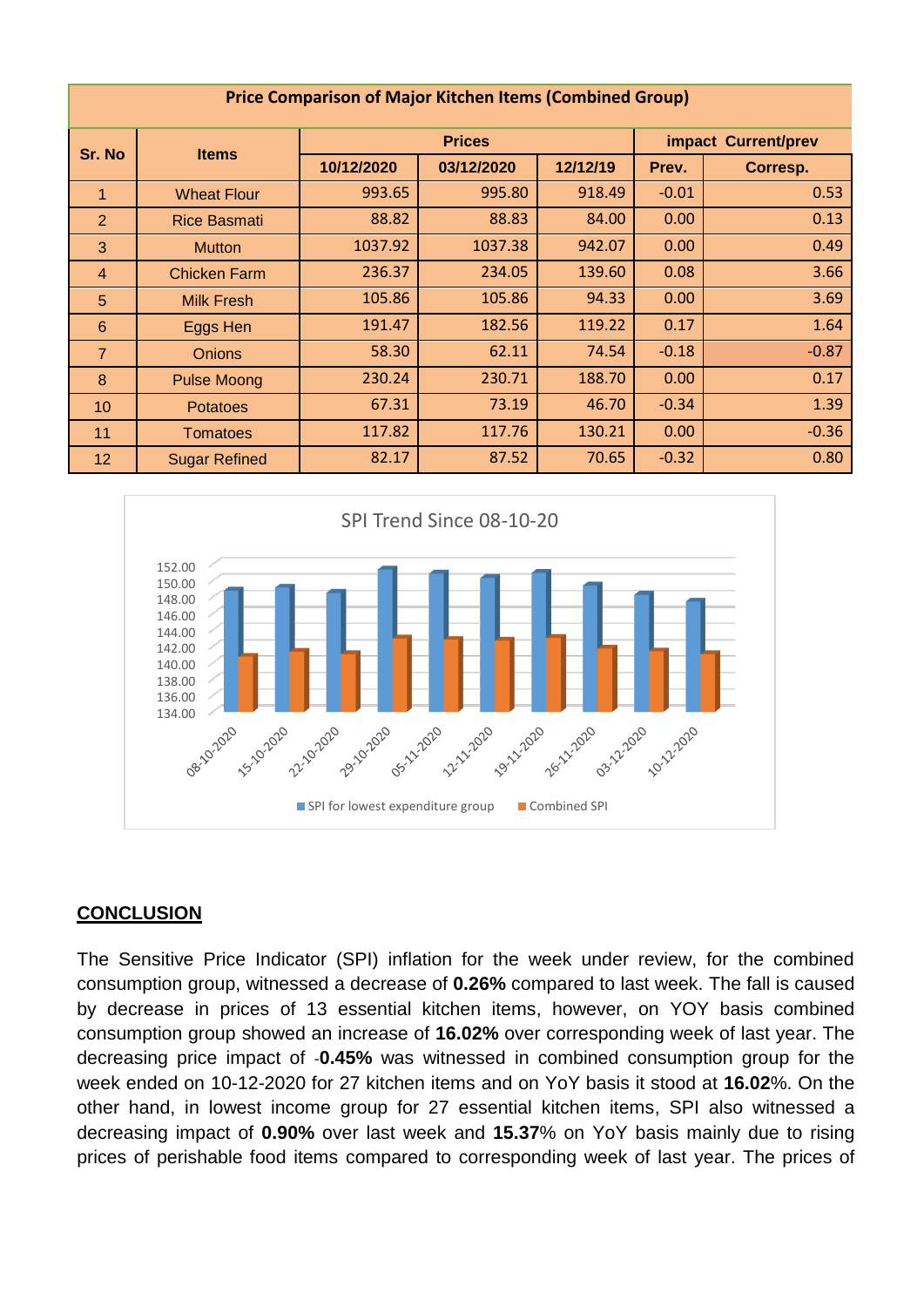| Price Comparison of Major Kitchen Items (Combined Group) | | | | | | |
|---|---|---|---|---|---|---|
| Sr. No | Items | Prices | | | impact Current/prev | |
| | | 10/12/2020 | 03/12/2020 | 12/12/19 | Prev. | Corresp. |
| 1 | Wheat Flour | 993.65 | 995.80 | 918.49 | -0.01 | 0.53 |
| 2 | Rice Basmati | 88.82 | 88.83 | 84.00 | 0.00 | 0.13 |
| 3 | Mutton | 1037.92 | 1037.38 | 942.07 | 0.00 | 0.49 |
| 4 | Chicken Farm | 236.37 | 234.05 | 139.60 | 0.08 | 3.66 |
| 5 | Milk Fresh | 105.86 | 105.86 | 94.33 | 0.00 | 3.69 |
| 6 | Eggs Hen | 191.47 | 182.56 | 119.22 | 0.17 | 1.64 |
| 7 | Onions | 58.30 | 62.11 | 74.54 | -0.18 | -0.87 |
| 8 | Pulse Moong | 230.24 | 230.71 | 188.70 | 0.00 | 0.17 |
| 10 | Potatoes | 67.31 | 73.19 | 46.70 | -0.34 | 1.39 |
| 11 | Tomatoes | 117.82 | 117.76 | 130.21 | 0.00 | -0.36 |
| 12 | Sugar Refined | 82.17 | 87.52 | 70.65 | -0.32 | 0.80 |

SPI Trend Since 08-10-20

SPI for lowest expenditure group | Combined SPI

## CONCLUSION

The Sensitive Price Indicator (SPI) inflation for the week under review, for the combined consumption group, witnessed a decrease of **0.26%** compared to last week. The fall is caused by decrease in prices of 13 essential kitchen items, however, on YOY basis combined consumption group showed an increase of **16.02%** over corresponding week of last year. The decreasing price impact of -**0.45%** was witnessed in combined consumption group for the week ended on 10-12-2020 for 27 kitchen items and on YoY basis it stood at **16.02**%. On the other hand, in lowest income group for 27 essential kitchen items, SPI also witnessed a decreasing impact of **0.90%** over last week and **15.37**% on YoY basis mainly due to rising prices of perishable food items compared to corresponding week of last year. The prices of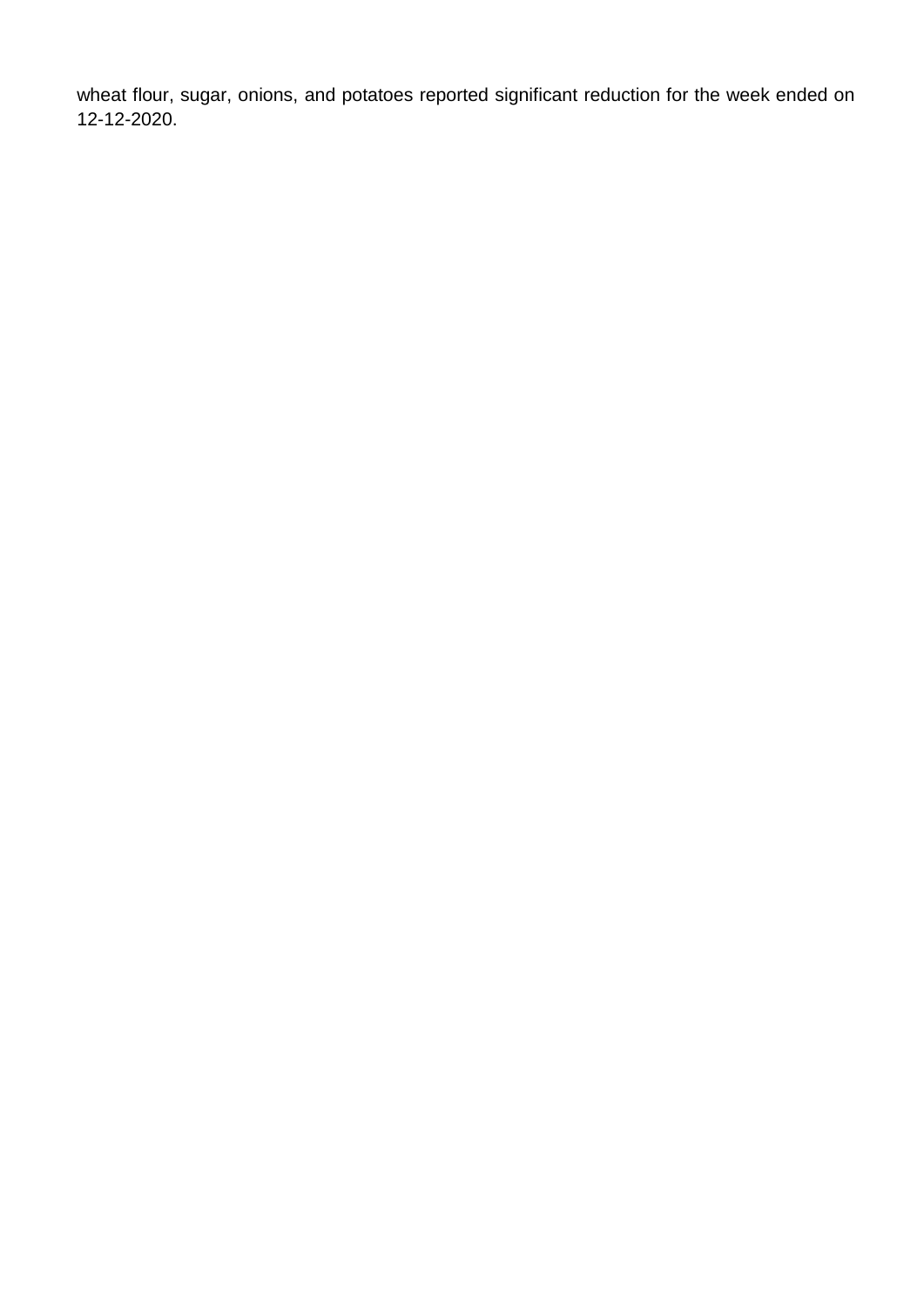wheat flour, sugar, onions, and potatoes reported significant reduction for the week ended on 12-12-2020.